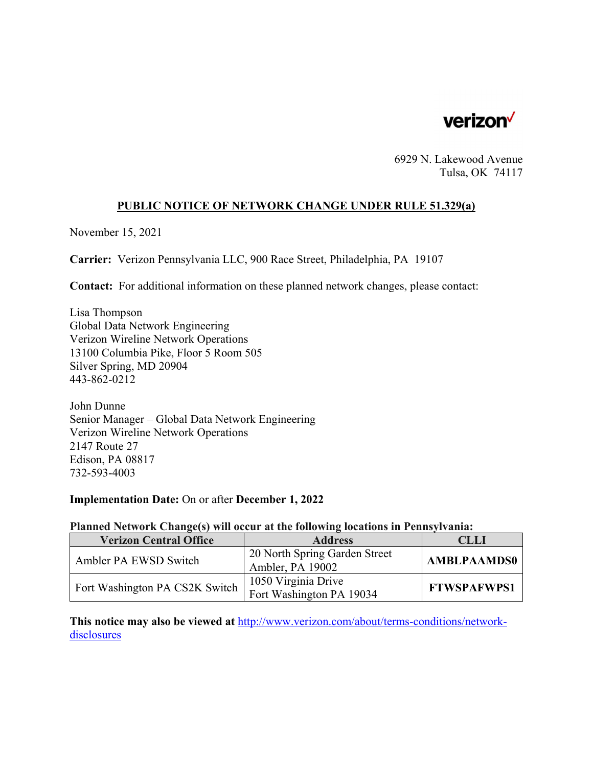verizon

6929 N. Lakewood Avenue
Tulsa, OK 74117

## PUBLIC NOTICE OF NETWORK CHANGE UNDER RULE 51.329(a)

November 15, 2021

**Carrier:** Verizon Pennsylvania LLC, 900 Race Street, Philadelphia, PA 19107

**Contact:** For additional information on these planned network changes, please contact:

Lisa Thompson
Global Data Network Engineering
Verizon Wireline Network Operations
13100 Columbia Pike, Floor 5 Room 505
Silver Spring, MD 20904
443-862-0212

John Dunne
Senior Manager – Global Data Network Engineering
Verizon Wireline Network Operations
2147 Route 27
Edison, PA 08817
732-593-4003

**Implementation Date:** On or after **December 1, 2022**

**Planned Network Change(s) will occur at the following locations in Pennsylvania:**

| Verizon Central Office | Address | CLLI |
|---|---|---|
| Ambler PA EWSD Switch | 20 North Spring Garden Street Ambler, PA 19002 | **AMBLPAAMDS0** |
| Fort Washington PA CS2K Switch | 1050 Virginia Drive Fort Washington PA 19034 | **FTWSPAFWPS1** |

**This notice may also be viewed at** http://www.verizon.com/about/terms-conditions/network-disclosures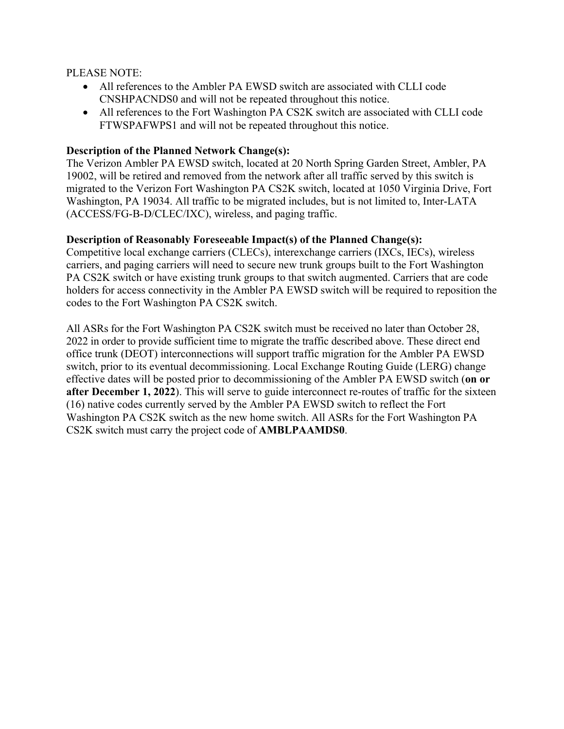PLEASE NOTE:

- All references to the Ambler PA EWSD switch are associated with CLLI code CNSHPACNDS0 and will not be repeated throughout this notice.
- All references to the Fort Washington PA CS2K switch are associated with CLLI code FTWSPAFWPS1 and will not be repeated throughout this notice.

**Description of the Planned Network Change(s):**
The Verizon Ambler PA EWSD switch, located at 20 North Spring Garden Street, Ambler, PA 19002, will be retired and removed from the network after all traffic served by this switch is migrated to the Verizon Fort Washington PA CS2K switch, located at 1050 Virginia Drive, Fort Washington, PA 19034. All traffic to be migrated includes, but is not limited to, Inter-LATA (ACCESS/FG-B-D/CLEC/IXC), wireless, and paging traffic.

**Description of Reasonably Foreseeable Impact(s) of the Planned Change(s):**
Competitive local exchange carriers (CLECs), interexchange carriers (IXCs, IECs), wireless carriers, and paging carriers will need to secure new trunk groups built to the Fort Washington PA CS2K switch or have existing trunk groups to that switch augmented. Carriers that are code holders for access connectivity in the Ambler PA EWSD switch will be required to reposition the codes to the Fort Washington PA CS2K switch.

All ASRs for the Fort Washington PA CS2K switch must be received no later than October 28, 2022 in order to provide sufficient time to migrate the traffic described above. These direct end office trunk (DEOT) interconnections will support traffic migration for the Ambler PA EWSD switch, prior to its eventual decommissioning. Local Exchange Routing Guide (LERG) change effective dates will be posted prior to decommissioning of the Ambler PA EWSD switch (**on or after December 1, 2022**). This will serve to guide interconnect re-routes of traffic for the sixteen (16) native codes currently served by the Ambler PA EWSD switch to reflect the Fort Washington PA CS2K switch as the new home switch. All ASRs for the Fort Washington PA CS2K switch must carry the project code of **AMBLPAAMDS0**.